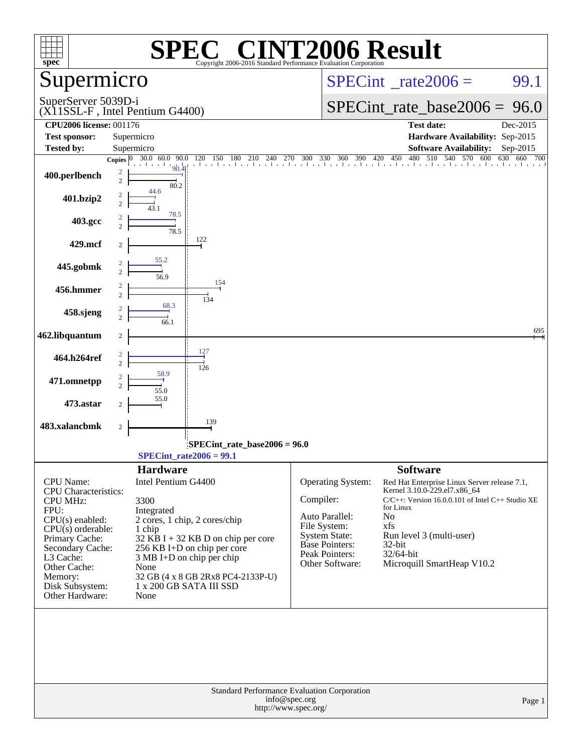# SPEC® CINT2006 Result

Copyright 2006-2016 Standard Performance Evaluation Corporation

## Supermicro

SuperServer 5039D-i
(X11SSL-F , Intel Pentium G4400)

SPECint_rate2006 = 99.1

SPECint_rate_base2006 = 96.0

| | | | |
|---|---|---|---|
| **CPU2006 license:** 001176 | | **Test date:** | Dec-2015 |
| **Test sponsor:** | Supermicro | **Hardware Availability:** | Sep-2015 |
| **Tested by:** | Supermicro | **Software Availability:** | Sep-2015 |

| Benchmark | Copies | Peak | Base |
|---|---|---|---|
| 400.perlbench | 2 | 90.4 | 80.2 |
| 401.bzip2 | 2 | 44.6 | 43.1 |
| 403.gcc | 2 | 78.5 | 78.5 |
| 429.mcf | 2 | | 122 |
| 445.gobmk | 2 | 55.2 | 56.9 |
| 456.hmmer | 2 | 154 | 134 |
| 458.sjeng | 2 | 68.3 | 66.1 |
| 462.libquantum | 2 | | 695 |
| 464.h264ref | 2 | 127 | 126 |
| 471.omnetpp | 2 | 58.9 | 55.0 |
| 473.astar | 2 | | 55.0 |
| 483.xalancbmk | 2 | | 139 |

SPECint_rate_base2006 = 96.0

SPECint_rate2006 = 99.1

### Hardware

| | |
|---|---|
| CPU Name: | Intel Pentium G4400 |
| CPU Characteristics: | |
| CPU MHz: | 3300 |
| FPU: | Integrated |
| CPU(s) enabled: | 2 cores, 1 chip, 2 cores/chip |
| CPU(s) orderable: | 1 chip |
| Primary Cache: | 32 KB I + 32 KB D on chip per core |
| Secondary Cache: | 256 KB I+D on chip per core |
| L3 Cache: | 3 MB I+D on chip per chip |
| Other Cache: | None |
| Memory: | 32 GB (4 x 8 GB 2Rx8 PC4-2133P-U) |
| Disk Subsystem: | 1 x 200 GB SATA III SSD |
| Other Hardware: | None |

### Software

| | |
|---|---|
| Operating System: | Red Hat Enterprise Linux Server release 7.1, Kernel 3.10.0-229.el7.x86_64 |
| Compiler: | C/C++: Version 16.0.0.101 of Intel C++ Studio XE for Linux |
| Auto Parallel: | No |
| File System: | xfs |
| System State: | Run level 3 (multi-user) |
| Base Pointers: | 32-bit |
| Peak Pointers: | 32/64-bit |
| Other Software: | Microquill SmartHeap V10.2 |

Standard Performance Evaluation Corporation
info@spec.org
http://www.spec.org/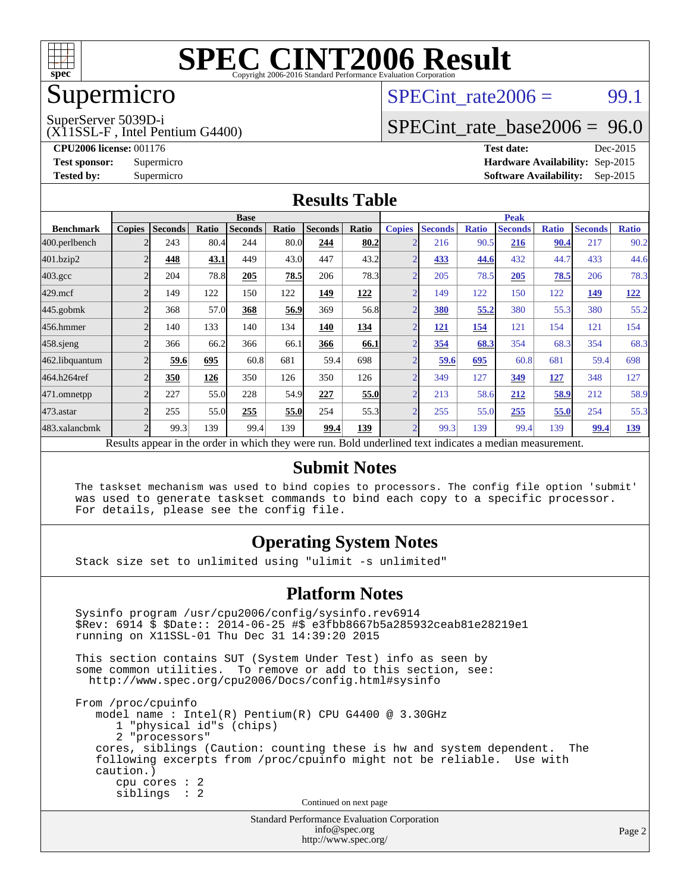# SPEC CINT2006 Result

Copyright 2006-2016 Standard Performance Evaluation Corporation

## Supermicro

SuperServer 5039D-i
(X11SSL-F , Intel Pentium G4400)

SPECint_rate2006 = 99.1

SPECint_rate_base2006 = 96.0

**CPU2006 license:** 001176
**Test sponsor:** Supermicro
**Tested by:** Supermicro

**Test date:** Dec-2015
**Hardware Availability:** Sep-2015
**Software Availability:** Sep-2015

## Results Table

| Benchmark | Base | | | | | | | Peak | | | | | | |
|---|---|---|---|---|---|---|---|---|---|---|---|---|---|---|
| | Copies | Seconds | Ratio | Seconds | Ratio | Seconds | Ratio | Copies | Seconds | Ratio | Seconds | Ratio | Seconds | Ratio |
| 400.perlbench | 2 | 243 | 80.4 | 244 | 80.0 | **244** | **80.2** | 2 | 216 | 90.5 | **216** | **90.4** | 217 | 90.2 |
| 401.bzip2 | 2 | **448** | **43.1** | 449 | 43.0 | 447 | 43.2 | 2 | **433** | **44.6** | 432 | 44.7 | 433 | 44.6 |
| 403.gcc | 2 | 204 | 78.8 | **205** | **78.5** | 206 | 78.3 | 2 | 205 | 78.5 | **205** | **78.5** | 206 | 78.3 |
| 429.mcf | 2 | 149 | 122 | 150 | 122 | **149** | **122** | 2 | 149 | 122 | 150 | 122 | **149** | **122** |
| 445.gobmk | 2 | 368 | 57.0 | **368** | **56.9** | 369 | 56.8 | 2 | **380** | **55.2** | 380 | 55.3 | 380 | 55.2 |
| 456.hmmer | 2 | 140 | 133 | 140 | 134 | **140** | **134** | 2 | **121** | **154** | 121 | 154 | 121 | 154 |
| 458.sjeng | 2 | 366 | 66.2 | 366 | 66.1 | **366** | **66.1** | 2 | **354** | **68.3** | 354 | 68.3 | 354 | 68.3 |
| 462.libquantum | 2 | **59.6** | **695** | 60.8 | 681 | 59.4 | 698 | 2 | **59.6** | **695** | 60.8 | 681 | 59.4 | 698 |
| 464.h264ref | 2 | **350** | **126** | 350 | 126 | 350 | 126 | 2 | 349 | 127 | **349** | **127** | 348 | 127 |
| 471.omnetpp | 2 | 227 | 55.0 | 228 | 54.9 | **227** | **55.0** | 2 | 213 | 58.6 | **212** | **58.9** | 212 | 58.9 |
| 473.astar | 2 | 255 | 55.0 | **255** | **55.0** | 254 | 55.3 | 2 | 255 | 55.0 | **255** | **55.0** | 254 | 55.3 |
| 483.xalancbmk | 2 | 99.3 | 139 | 99.4 | 139 | **99.4** | **139** | 2 | 99.3 | 139 | 99.4 | 139 | **99.4** | **139** |

Results appear in the order in which they were run. Bold underlined text indicates a median measurement.

## Submit Notes

```
The taskset mechanism was used to bind copies to processors. The config file option 'submit'
was used to generate taskset commands to bind each copy to a specific processor.
For details, please see the config file.
```

## Operating System Notes

```
Stack size set to unlimited using "ulimit -s unlimited"
```

## Platform Notes

```
Sysinfo program /usr/cpu2006/config/sysinfo.rev6914
$Rev: 6914 $ $Date:: 2014-06-25 #$ e3fbb8667b5a285932ceab81e28219e1
running on X11SSL-01 Thu Dec 31 14:39:20 2015

This section contains SUT (System Under Test) info as seen by
some common utilities.  To remove or add to this section, see:
  http://www.spec.org/cpu2006/Docs/config.html#sysinfo

From /proc/cpuinfo
   model name : Intel(R) Pentium(R) CPU G4400 @ 3.30GHz
      1 "physical id"s (chips)
      2 "processors"
   cores, siblings (Caution: counting these is hw and system dependent.  The
   following excerpts from /proc/cpuinfo might not be reliable.  Use with
   caution.)
      cpu cores : 2
      siblings  : 2
```

Continued on next page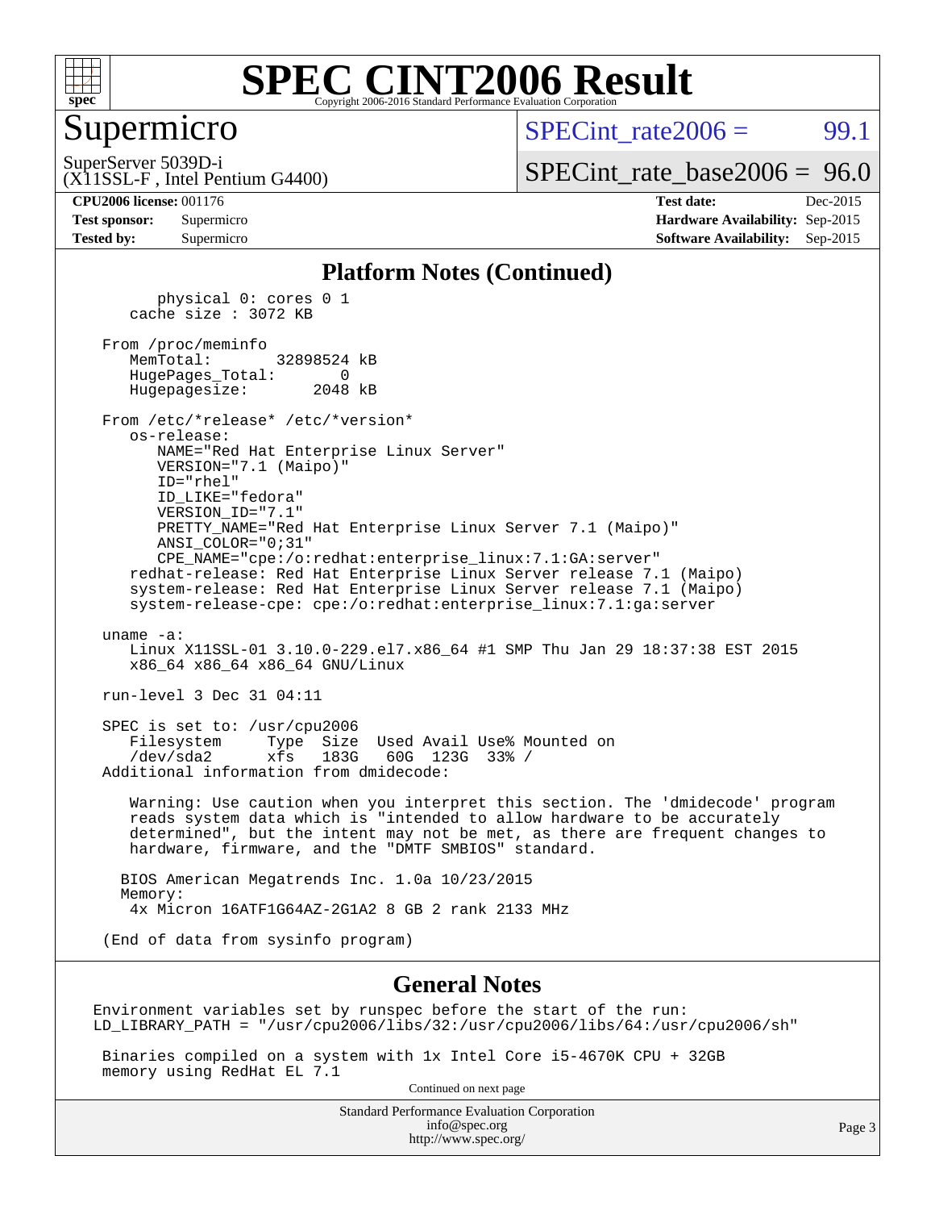# SPEC CINT2006 Result

## Supermicro

SuperServer 5039D-i
(X11SSL-F , Intel Pentium G4400)

SPECint_rate2006 = 99.1

SPECint_rate_base2006 = 96.0

**CPU2006 license:** 001176
**Test sponsor:** Supermicro
**Tested by:** Supermicro

**Test date:** Dec-2015
**Hardware Availability:** Sep-2015
**Software Availability:** Sep-2015

### Platform Notes (Continued)

```
        physical 0: cores 0 1
     cache size : 3072 KB

  From /proc/meminfo
     MemTotal:       32898524 kB
     HugePages_Total:       0
     Hugepagesize:       2048 kB

  From /etc/*release* /etc/*version*
     os-release:
        NAME="Red Hat Enterprise Linux Server"
        VERSION="7.1 (Maipo)"
        ID="rhel"
        ID_LIKE="fedora"
        VERSION_ID="7.1"
        PRETTY_NAME="Red Hat Enterprise Linux Server 7.1 (Maipo)"
        ANSI_COLOR="0;31"
        CPE_NAME="cpe:/o:redhat:enterprise_linux:7.1:GA:server"
     redhat-release: Red Hat Enterprise Linux Server release 7.1 (Maipo)
     system-release: Red Hat Enterprise Linux Server release 7.1 (Maipo)
     system-release-cpe: cpe:/o:redhat:enterprise_linux:7.1:ga:server

  uname -a:
     Linux X11SSL-01 3.10.0-229.el7.x86_64 #1 SMP Thu Jan 29 18:37:38 EST 2015
     x86_64 x86_64 x86_64 GNU/Linux

  run-level 3 Dec 31 04:11

  SPEC is set to: /usr/cpu2006
     Filesystem     Type  Size  Used Avail Use% Mounted on
     /dev/sda2      xfs   183G   60G  123G  33% /
  Additional information from dmidecode:

     Warning: Use caution when you interpret this section. The 'dmidecode' program
     reads system data which is "intended to allow hardware to be accurately
     determined", but the intent may not be met, as there are frequent changes to
     hardware, firmware, and the "DMTF SMBIOS" standard.

    BIOS American Megatrends Inc. 1.0a 10/23/2015
    Memory:
     4x Micron 16ATF1G64AZ-2G1A2 8 GB 2 rank 2133 MHz

  (End of data from sysinfo program)
```

### General Notes

```
Environment variables set by runspec before the start of the run:
LD_LIBRARY_PATH = "/usr/cpu2006/libs/32:/usr/cpu2006/libs/64:/usr/cpu2006/sh"

 Binaries compiled on a system with 1x Intel Core i5-4670K CPU + 32GB
 memory using RedHat EL 7.1
```

Continued on next page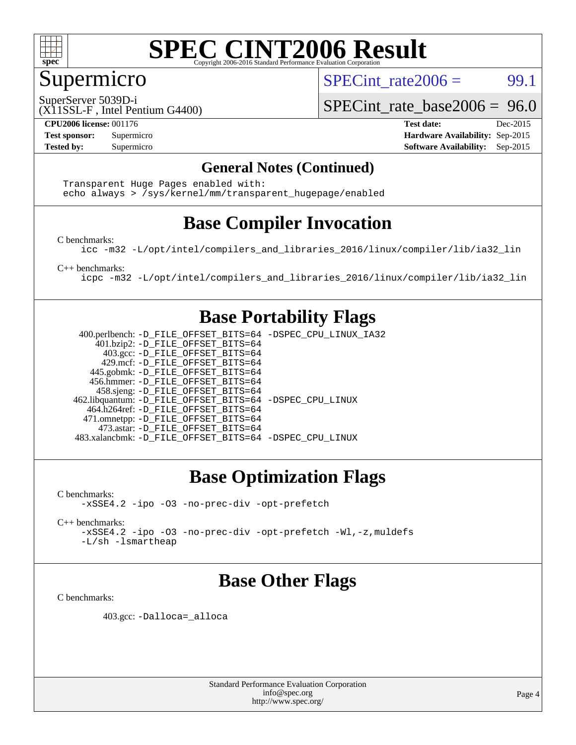# SPEC CINT2006 Result

Copyright 2006-2016 Standard Performance Evaluation Corporation

## Supermicro

SuperServer 5039D-i
(X11SSL-F , Intel Pentium G4400)

SPECint_rate2006 = 99.1

SPECint_rate_base2006 = 96.0

| | | | |
|---|---|---|---|
| **CPU2006 license:** 001176 | | **Test date:** | Dec-2015 |
| **Test sponsor:** | Supermicro | **Hardware Availability:** | Sep-2015 |
| **Tested by:** | Supermicro | **Software Availability:** | Sep-2015 |

## General Notes (Continued)

```
Transparent Huge Pages enabled with:
echo always > /sys/kernel/mm/transparent_hugepage/enabled
```

## Base Compiler Invocation

C benchmarks:

```
icc -m32 -L/opt/intel/compilers_and_libraries_2016/linux/compiler/lib/ia32_lin
```

C++ benchmarks:

```
icpc -m32 -L/opt/intel/compilers_and_libraries_2016/linux/compiler/lib/ia32_lin
```

## Base Portability Flags

| | |
|---|---|
| 400.perlbench: | -D_FILE_OFFSET_BITS=64 -DSPEC_CPU_LINUX_IA32 |
| 401.bzip2: | -D_FILE_OFFSET_BITS=64 |
| 403.gcc: | -D_FILE_OFFSET_BITS=64 |
| 429.mcf: | -D_FILE_OFFSET_BITS=64 |
| 445.gobmk: | -D_FILE_OFFSET_BITS=64 |
| 456.hmmer: | -D_FILE_OFFSET_BITS=64 |
| 458.sjeng: | -D_FILE_OFFSET_BITS=64 |
| 462.libquantum: | -D_FILE_OFFSET_BITS=64 -DSPEC_CPU_LINUX |
| 464.h264ref: | -D_FILE_OFFSET_BITS=64 |
| 471.omnetpp: | -D_FILE_OFFSET_BITS=64 |
| 473.astar: | -D_FILE_OFFSET_BITS=64 |
| 483.xalancbmk: | -D_FILE_OFFSET_BITS=64 -DSPEC_CPU_LINUX |

## Base Optimization Flags

C benchmarks:

```
-xSSE4.2 -ipo -O3 -no-prec-div -opt-prefetch
```

C++ benchmarks:

```
-xSSE4.2 -ipo -O3 -no-prec-div -opt-prefetch -Wl,-z,muldefs
-L/sh -lsmartheap
```

## Base Other Flags

C benchmarks:

403.gcc: -Dalloca=_alloca

Standard Performance Evaluation Corporation
info@spec.org
http://www.spec.org/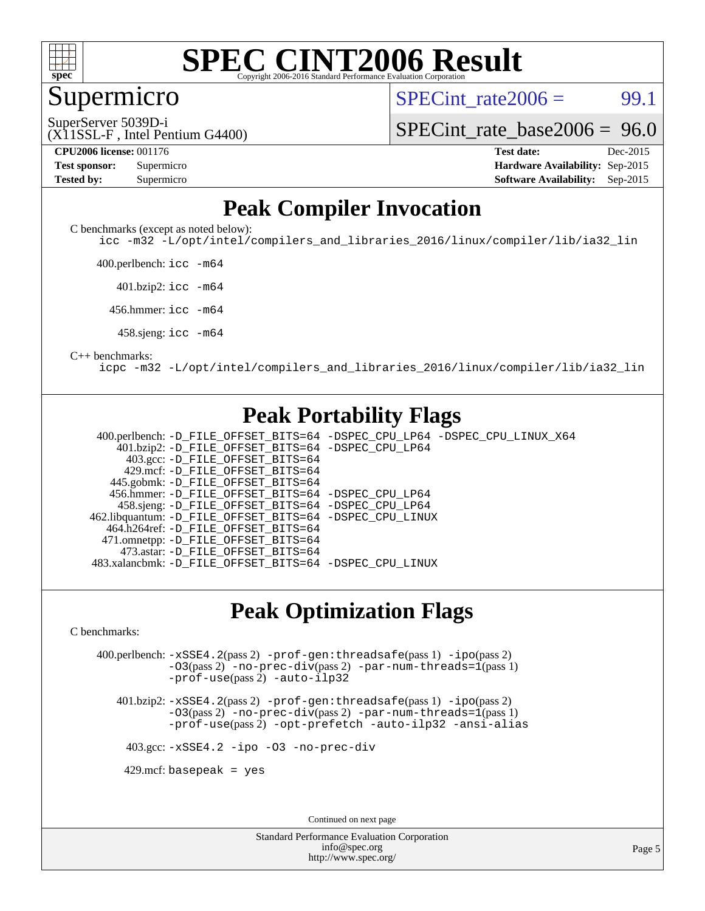# SPEC CINT2006 Result

Copyright 2006-2016 Standard Performance Evaluation Corporation

## Supermicro

SuperServer 5039D-i
(X11SSL-F , Intel Pentium G4400)

SPECint_rate2006 = 99.1

SPECint_rate_base2006 = 96.0

| | | | |
|---|---|---|---|
| **CPU2006 license:** 001176 | | **Test date:** | Dec-2015 |
| **Test sponsor:** | Supermicro | **Hardware Availability:** | Sep-2015 |
| **Tested by:** | Supermicro | **Software Availability:** | Sep-2015 |

## Peak Compiler Invocation

C benchmarks (except as noted below):
icc -m32 -L/opt/intel/compilers_and_libraries_2016/linux/compiler/lib/ia32_lin

400.perlbench: icc -m64

401.bzip2: icc -m64

456.hmmer: icc -m64

458.sjeng: icc -m64

C++ benchmarks:
icpc -m32 -L/opt/intel/compilers_and_libraries_2016/linux/compiler/lib/ia32_lin

## Peak Portability Flags

400.perlbench: -D_FILE_OFFSET_BITS=64 -DSPEC_CPU_LP64 -DSPEC_CPU_LINUX_X64
401.bzip2: -D_FILE_OFFSET_BITS=64 -DSPEC_CPU_LP64
403.gcc: -D_FILE_OFFSET_BITS=64
429.mcf: -D_FILE_OFFSET_BITS=64
445.gobmk: -D_FILE_OFFSET_BITS=64
456.hmmer: -D_FILE_OFFSET_BITS=64 -DSPEC_CPU_LP64
458.sjeng: -D_FILE_OFFSET_BITS=64 -DSPEC_CPU_LP64
462.libquantum: -D_FILE_OFFSET_BITS=64 -DSPEC_CPU_LINUX
464.h264ref: -D_FILE_OFFSET_BITS=64
471.omnetpp: -D_FILE_OFFSET_BITS=64
473.astar: -D_FILE_OFFSET_BITS=64
483.xalancbmk: -D_FILE_OFFSET_BITS=64 -DSPEC_CPU_LINUX

## Peak Optimization Flags

C benchmarks:

400.perlbench: -xSSE4.2(pass 2) -prof-gen:threadsafe(pass 1) -ipo(pass 2) -O3(pass 2) -no-prec-div(pass 2) -par-num-threads=1(pass 1) -prof-use(pass 2) -auto-ilp32

401.bzip2: -xSSE4.2(pass 2) -prof-gen:threadsafe(pass 1) -ipo(pass 2) -O3(pass 2) -no-prec-div(pass 2) -par-num-threads=1(pass 1) -prof-use(pass 2) -opt-prefetch -auto-ilp32 -ansi-alias

403.gcc: -xSSE4.2 -ipo -O3 -no-prec-div

429.mcf: basepeak = yes

Continued on next page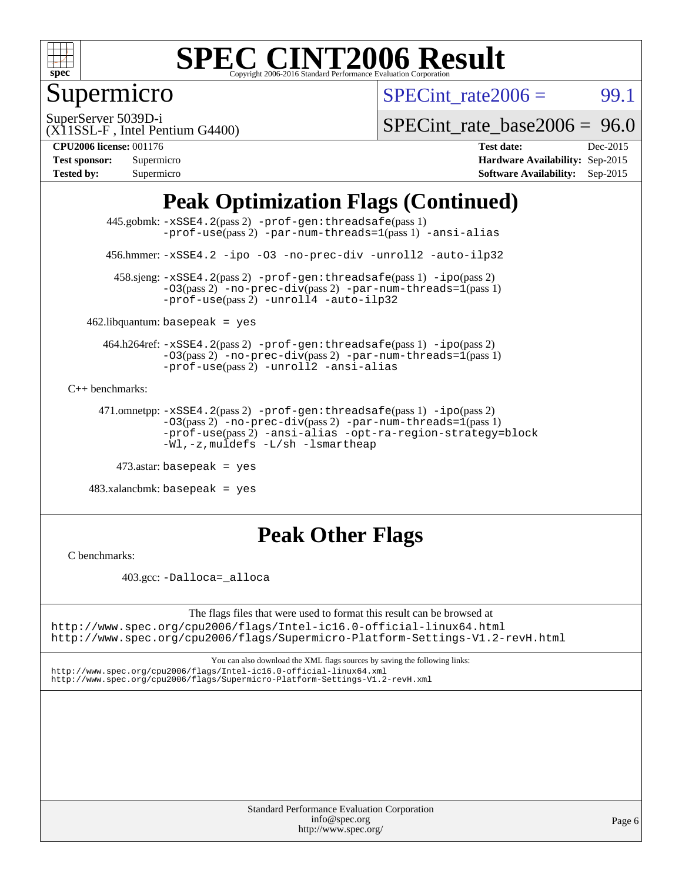# SPEC CINT2006 Result

Copyright 2006-2016 Standard Performance Evaluation Corporation

## Supermicro

SuperServer 5039D-i
(X11SSL-F , Intel Pentium G4400)

SPECint_rate2006 = 99.1

SPECint_rate_base2006 = 96.0

**CPU2006 license:** 001176
**Test sponsor:** Supermicro
**Tested by:** Supermicro

**Test date:** Dec-2015
**Hardware Availability:** Sep-2015
**Software Availability:** Sep-2015

## Peak Optimization Flags (Continued)

445.gobmk: -xSSE4.2(pass 2) -prof-gen:threadsafe(pass 1) -prof-use(pass 2) -par-num-threads=1(pass 1) -ansi-alias

456.hmmer: -xSSE4.2 -ipo -O3 -no-prec-div -unroll2 -auto-ilp32

458.sjeng: -xSSE4.2(pass 2) -prof-gen:threadsafe(pass 1) -ipo(pass 2) -O3(pass 2) -no-prec-div(pass 2) -par-num-threads=1(pass 1) -prof-use(pass 2) -unroll4 -auto-ilp32

462.libquantum: basepeak = yes

464.h264ref: -xSSE4.2(pass 2) -prof-gen:threadsafe(pass 1) -ipo(pass 2) -O3(pass 2) -no-prec-div(pass 2) -par-num-threads=1(pass 1) -prof-use(pass 2) -unroll2 -ansi-alias

C++ benchmarks:

471.omnetpp: -xSSE4.2(pass 2) -prof-gen:threadsafe(pass 1) -ipo(pass 2) -O3(pass 2) -no-prec-div(pass 2) -par-num-threads=1(pass 1) -prof-use(pass 2) -ansi-alias -opt-ra-region-strategy=block -Wl,-z,muldefs -L/sh -lsmartheap

473.astar: basepeak = yes

483.xalancbmk: basepeak = yes

## Peak Other Flags

C benchmarks:

403.gcc: -Dalloca=_alloca

The flags files that were used to format this result can be browsed at
http://www.spec.org/cpu2006/flags/Intel-ic16.0-official-linux64.html
http://www.spec.org/cpu2006/flags/Supermicro-Platform-Settings-V1.2-revH.html

You can also download the XML flags sources by saving the following links:
http://www.spec.org/cpu2006/flags/Intel-ic16.0-official-linux64.xml
http://www.spec.org/cpu2006/flags/Supermicro-Platform-Settings-V1.2-revH.xml

Standard Performance Evaluation Corporation
info@spec.org
http://www.spec.org/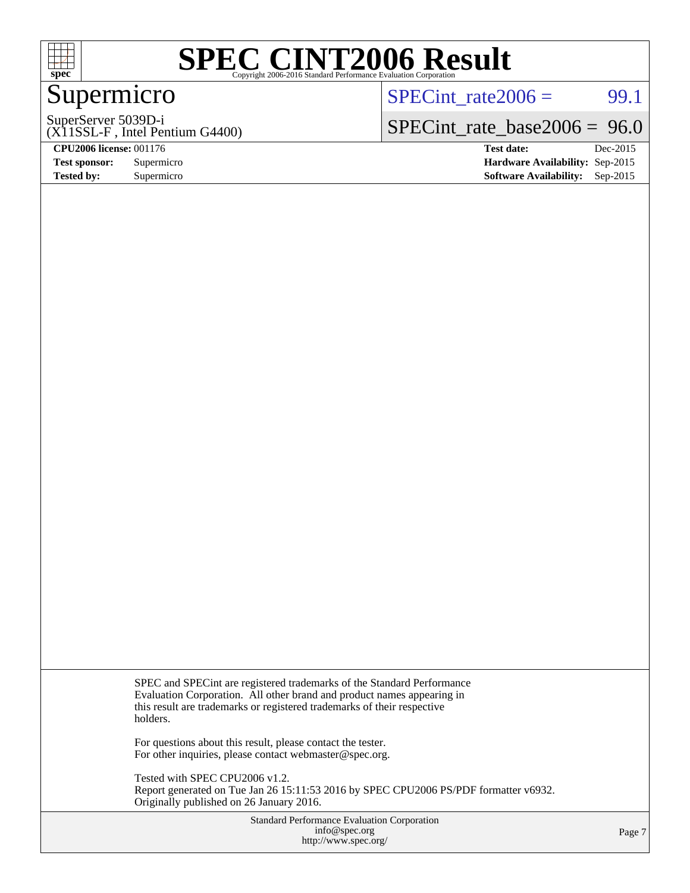SPEC and SPECint are registered trademarks of the Standard Performance Evaluation Corporation. All other brand and product names appearing in this result are trademarks or registered trademarks of their respective holders.

For questions about this result, please contact the tester.
For other inquiries, please contact webmaster@spec.org.

Tested with SPEC CPU2006 v1.2.
Report generated on Tue Jan 26 15:11:53 2016 by SPEC CPU2006 PS/PDF formatter v6932.
Originally published on 26 January 2016.